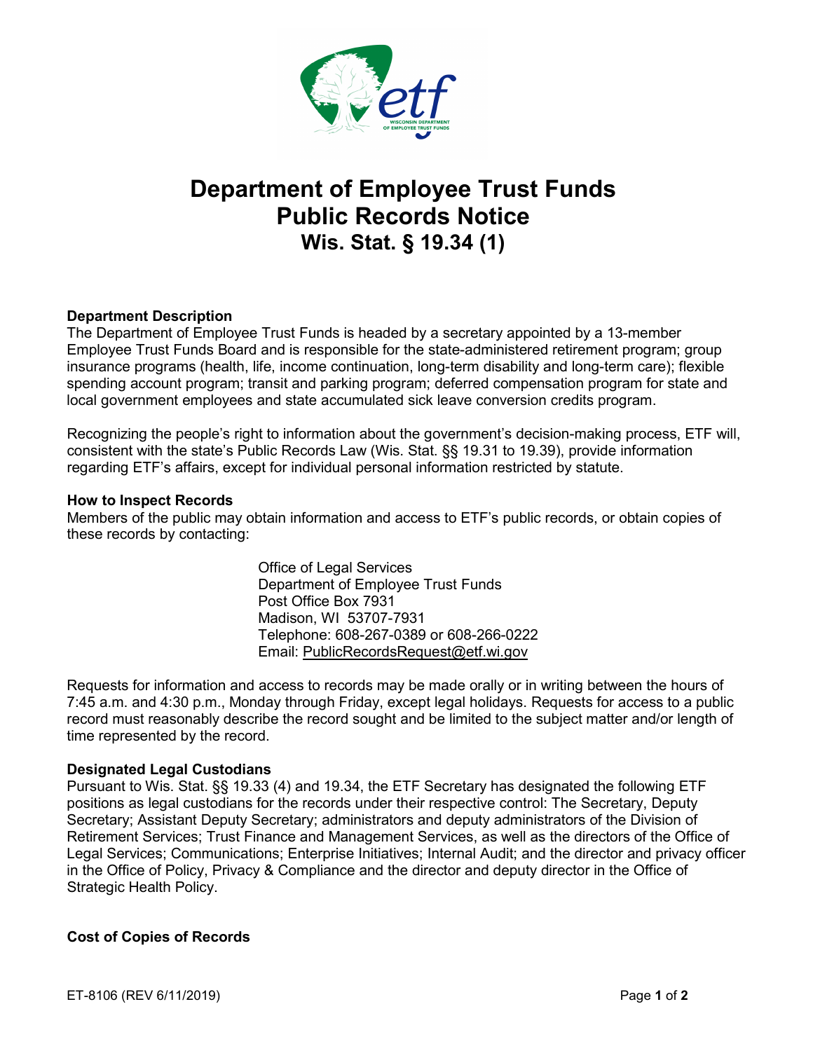# Department of Employee Trust Funds Public Records Notice

## Wis. Stat. § 19.34 (1)

**Department Description**

The Department of Employee Trust Funds is headed by a secretary appointed by a 13-member Employee Trust Funds Board and is responsible for the state-administered retirement program; group insurance programs (health, life, income continuation, long-term disability and long-term care); flexible spending account program; transit and parking program; deferred compensation program for state and local government employees and state accumulated sick leave conversion credits program.

Recognizing the people's right to information about the government's decision-making process, ETF will, consistent with the state's Public Records Law (Wis. Stat. §§ 19.31 to 19.39), provide information regarding ETF's affairs, except for individual personal information restricted by statute.

**How to Inspect Records**

Members of the public may obtain information and access to ETF's public records, or obtain copies of these records by contacting:

Office of Legal Services
Department of Employee Trust Funds
Post Office Box 7931
Madison, WI 53707-7931
Telephone: 608-267-0389 or 608-266-0222
Email: PublicRecordsRequest@etf.wi.gov

Requests for information and access to records may be made orally or in writing between the hours of 7:45 a.m. and 4:30 p.m., Monday through Friday, except legal holidays. Requests for access to a public record must reasonably describe the record sought and be limited to the subject matter and/or length of time represented by the record.

**Designated Legal Custodians**

Pursuant to Wis. Stat. §§ 19.33 (4) and 19.34, the ETF Secretary has designated the following ETF positions as legal custodians for the records under their respective control: The Secretary, Deputy Secretary; Assistant Deputy Secretary; administrators and deputy administrators of the Division of Retirement Services; Trust Finance and Management Services, as well as the directors of the Office of Legal Services; Communications; Enterprise Initiatives; Internal Audit; and the director and privacy officer in the Office of Policy, Privacy & Compliance and the director and deputy director in the Office of Strategic Health Policy.

**Cost of Copies of Records**

ET-8106 (REV 6/11/2019)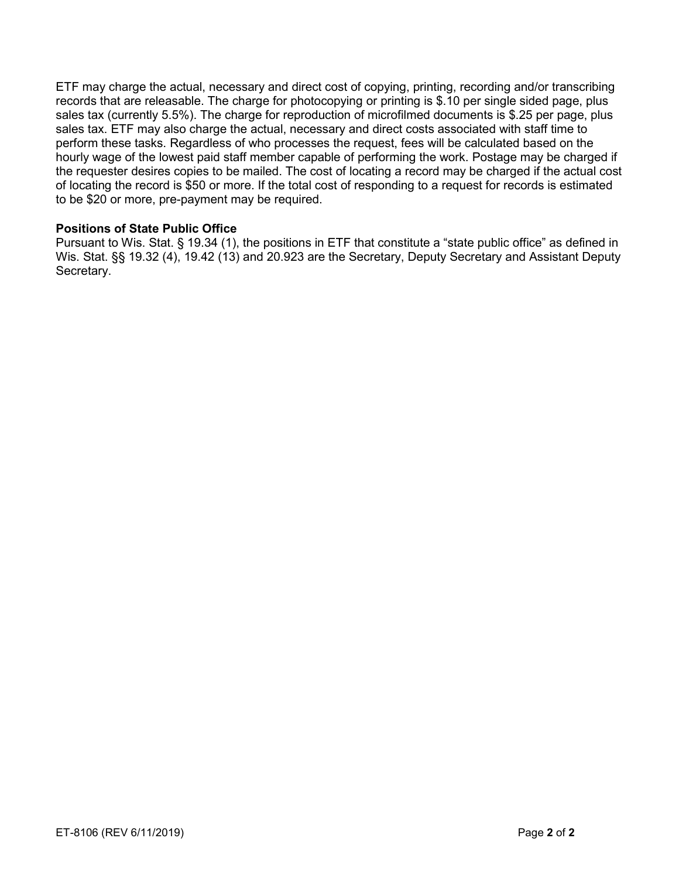ETF may charge the actual, necessary and direct cost of copying, printing, recording and/or transcribing records that are releasable. The charge for photocopying or printing is $.10 per single sided page, plus sales tax (currently 5.5%). The charge for reproduction of microfilmed documents is $.25 per page, plus sales tax. ETF may also charge the actual, necessary and direct costs associated with staff time to perform these tasks. Regardless of who processes the request, fees will be calculated based on the hourly wage of the lowest paid staff member capable of performing the work. Postage may be charged if the requester desires copies to be mailed. The cost of locating a record may be charged if the actual cost of locating the record is $50 or more. If the total cost of responding to a request for records is estimated to be $20 or more, pre-payment may be required.

**Positions of State Public Office**

Pursuant to Wis. Stat. § 19.34 (1), the positions in ETF that constitute a "state public office" as defined in Wis. Stat. §§ 19.32 (4), 19.42 (13) and 20.923 are the Secretary, Deputy Secretary and Assistant Deputy Secretary.

ET-8106 (REV 6/11/2019)